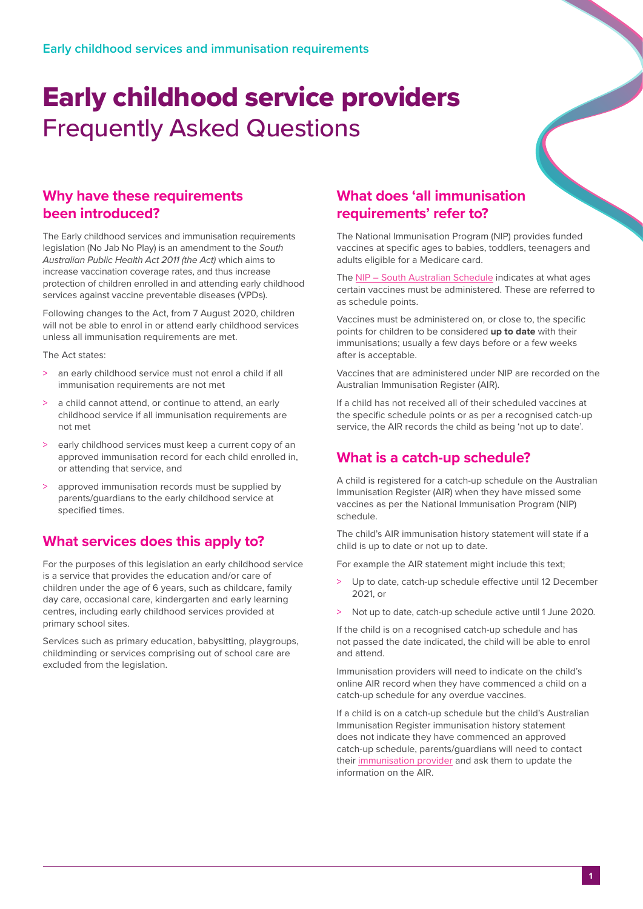Early childhood services and immunisation requirements

# Early childhood service providers
## Frequently Asked Questions

## Why have these requirements been introduced?

The Early childhood services and immunisation requirements legislation (No Jab No Play) is an amendment to the *South Australian Public Health Act 2011 (the Act)* which aims to increase vaccination coverage rates, and thus increase protection of children enrolled in and attending early childhood services against vaccine preventable diseases (VPDs).

Following changes to the Act, from 7 August 2020, children will not be able to enrol in or attend early childhood services unless all immunisation requirements are met.

The Act states:

> an early childhood service must not enrol a child if all immunisation requirements are not met

> a child cannot attend, or continue to attend, an early childhood service if all immunisation requirements are not met

> early childhood services must keep a current copy of an approved immunisation record for each child enrolled in, or attending that service, and

> approved immunisation records must be supplied by parents/guardians to the early childhood service at specified times.

## What services does this apply to?

For the purposes of this legislation an early childhood service is a service that provides the education and/or care of children under the age of 6 years, such as childcare, family day care, occasional care, kindergarten and early learning centres, including early childhood services provided at primary school sites.

Services such as primary education, babysitting, playgroups, childminding or services comprising out of school care are excluded from the legislation.

## What does 'all immunisation requirements' refer to?

The National Immunisation Program (NIP) provides funded vaccines at specific ages to babies, toddlers, teenagers and adults eligible for a Medicare card.

The NIP – South Australian Schedule indicates at what ages certain vaccines must be administered. These are referred to as schedule points.

Vaccines must be administered on, or close to, the specific points for children to be considered **up to date** with their immunisations; usually a few days before or a few weeks after is acceptable.

Vaccines that are administered under NIP are recorded on the Australian Immunisation Register (AIR).

If a child has not received all of their scheduled vaccines at the specific schedule points or as per a recognised catch-up service, the AIR records the child as being 'not up to date'.

## What is a catch-up schedule?

A child is registered for a catch-up schedule on the Australian Immunisation Register (AIR) when they have missed some vaccines as per the National Immunisation Program (NIP) schedule.

The child's AIR immunisation history statement will state if a child is up to date or not up to date.

For example the AIR statement might include this text;

> Up to date, catch-up schedule effective until 12 December 2021, or

> Not up to date, catch-up schedule active until 1 June 2020.

If the child is on a recognised catch-up schedule and has not passed the date indicated, the child will be able to enrol and attend.

Immunisation providers will need to indicate on the child's online AIR record when they have commenced a child on a catch-up schedule for any overdue vaccines.

If a child is on a catch-up schedule but the child's Australian Immunisation Register immunisation history statement does not indicate they have commenced an approved catch-up schedule, parents/guardians will need to contact their immunisation provider and ask them to update the information on the AIR.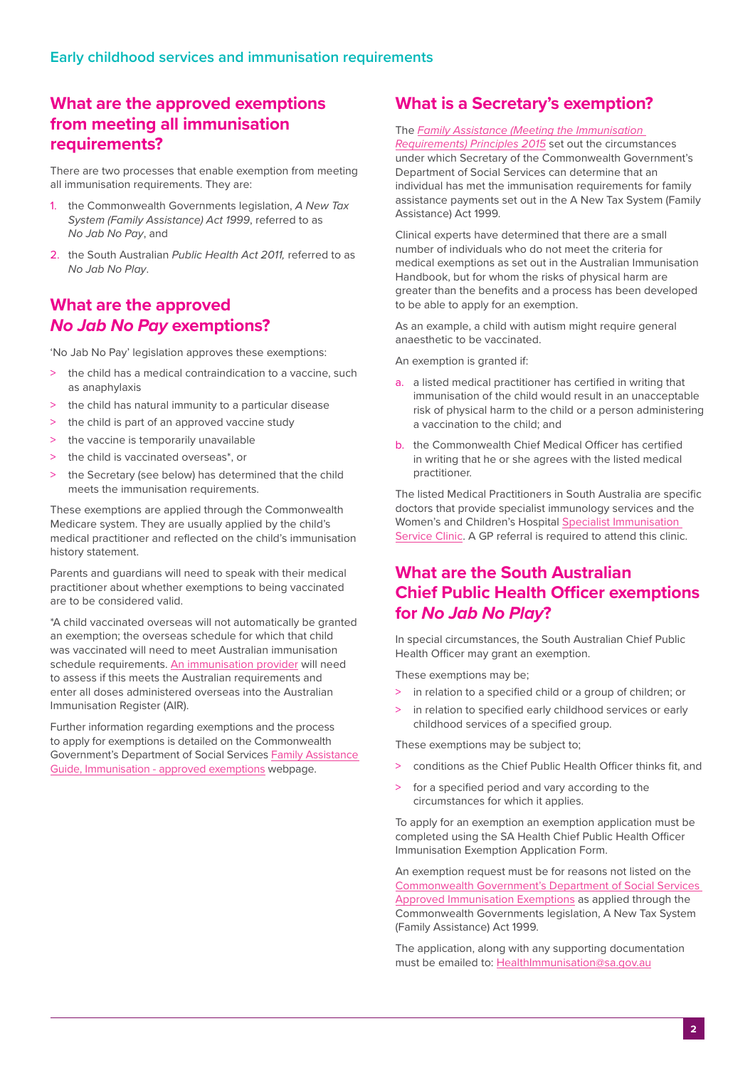## What are the approved exemptions from meeting all immunisation requirements?

There are two processes that enable exemption from meeting all immunisation requirements. They are:

1. the Commonwealth Governments legislation, *A New Tax System (Family Assistance) Act 1999*, referred to as *No Jab No Pay*, and
2. the South Australian *Public Health Act 2011,* referred to as *No Jab No Play*.

## What are the approved *No Jab No Pay* exemptions?

'No Jab No Pay' legislation approves these exemptions:

- the child has a medical contraindication to a vaccine, such as anaphylaxis
- the child has natural immunity to a particular disease
- the child is part of an approved vaccine study
- the vaccine is temporarily unavailable
- the child is vaccinated overseas*, or
- the Secretary (see below) has determined that the child meets the immunisation requirements.

These exemptions are applied through the Commonwealth Medicare system. They are usually applied by the child's medical practitioner and reflected on the child's immunisation history statement.

Parents and guardians will need to speak with their medical practitioner about whether exemptions to being vaccinated are to be considered valid.

*A child vaccinated overseas will not automatically be granted an exemption; the overseas schedule for which that child was vaccinated will need to meet Australian immunisation schedule requirements. An immunisation provider will need to assess if this meets the Australian requirements and enter all doses administered overseas into the Australian Immunisation Register (AIR).

Further information regarding exemptions and the process to apply for exemptions is detailed on the Commonwealth Government's Department of Social Services Family Assistance Guide, Immunisation - approved exemptions webpage.

## What is a Secretary's exemption?

The *Family Assistance (Meeting the Immunisation Requirements) Principles 2015* set out the circumstances under which Secretary of the Commonwealth Government's Department of Social Services can determine that an individual has met the immunisation requirements for family assistance payments set out in the A New Tax System (Family Assistance) Act 1999.

Clinical experts have determined that there are a small number of individuals who do not meet the criteria for medical exemptions as set out in the Australian Immunisation Handbook, but for whom the risks of physical harm are greater than the benefits and a process has been developed to be able to apply for an exemption.

As an example, a child with autism might require general anaesthetic to be vaccinated.

An exemption is granted if:

a. a listed medical practitioner has certified in writing that immunisation of the child would result in an unacceptable risk of physical harm to the child or a person administering a vaccination to the child; and
b. the Commonwealth Chief Medical Officer has certified in writing that he or she agrees with the listed medical practitioner.

The listed Medical Practitioners in South Australia are specific doctors that provide specialist immunology services and the Women's and Children's Hospital Specialist Immunisation Service Clinic. A GP referral is required to attend this clinic.

## What are the South Australian Chief Public Health Officer exemptions for *No Jab No Play*?

In special circumstances, the South Australian Chief Public Health Officer may grant an exemption.

These exemptions may be;

- in relation to a specified child or a group of children; or
- in relation to specified early childhood services or early childhood services of a specified group.

These exemptions may be subject to;

- conditions as the Chief Public Health Officer thinks fit, and
- for a specified period and vary according to the circumstances for which it applies.

To apply for an exemption an exemption application must be completed using the SA Health Chief Public Health Officer Immunisation Exemption Application Form.

An exemption request must be for reasons not listed on the Commonwealth Government's Department of Social Services Approved Immunisation Exemptions as applied through the Commonwealth Governments legislation, A New Tax System (Family Assistance) Act 1999.

The application, along with any supporting documentation must be emailed to: HealthImmunisation@sa.gov.au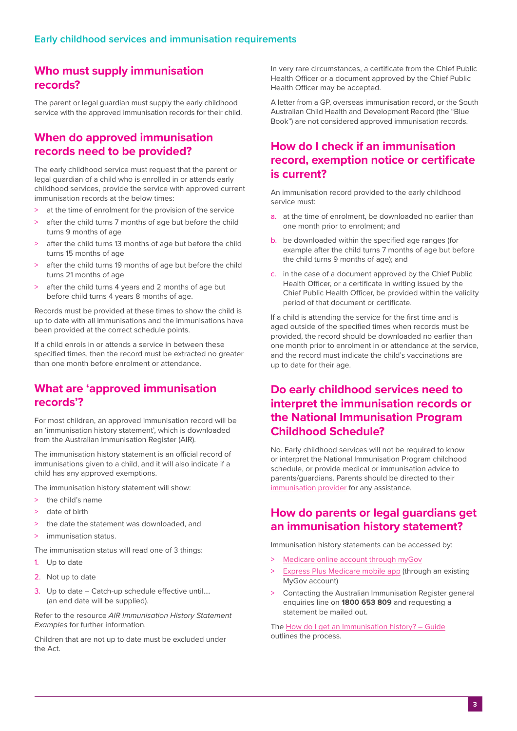## Early childhood services and immunisation requirements

## Who must supply immunisation records?

The parent or legal guardian must supply the early childhood service with the approved immunisation records for their child.

## When do approved immunisation records need to be provided?

The early childhood service must request that the parent or legal guardian of a child who is enrolled in or attends early childhood services, provide the service with approved current immunisation records at the below times:

- at the time of enrolment for the provision of the service
- after the child turns 7 months of age but before the child turns 9 months of age
- after the child turns 13 months of age but before the child turns 15 months of age
- after the child turns 19 months of age but before the child turns 21 months of age
- after the child turns 4 years and 2 months of age but before child turns 4 years 8 months of age.

Records must be provided at these times to show the child is up to date with all immunisations and the immunisations have been provided at the correct schedule points.

If a child enrols in or attends a service in between these specified times, then the record must be extracted no greater than one month before enrolment or attendance.

## What are 'approved immunisation records'?

For most children, an approved immunisation record will be an 'immunisation history statement', which is downloaded from the Australian Immunisation Register (AIR).

The immunisation history statement is an official record of immunisations given to a child, and it will also indicate if a child has any approved exemptions.

The immunisation history statement will show:

- the child's name
- date of birth
- the date the statement was downloaded, and
- immunisation status.

The immunisation status will read one of 3 things:

1. Up to date
2. Not up to date
3. Up to date – Catch-up schedule effective until.... (an end date will be supplied).

Refer to the resource *AIR Immunisation History Statement Examples* for further information.

Children that are not up to date must be excluded under the Act.

In very rare circumstances, a certificate from the Chief Public Health Officer or a document approved by the Chief Public Health Officer may be accepted.

A letter from a GP, overseas immunisation record, or the South Australian Child Health and Development Record (the "Blue Book") are not considered approved immunisation records.

## How do I check if an immunisation record, exemption notice or certificate is current?

An immunisation record provided to the early childhood service must:

a. at the time of enrolment, be downloaded no earlier than one month prior to enrolment; and
b. be downloaded within the specified age ranges (for example after the child turns 7 months of age but before the child turns 9 months of age); and
c. in the case of a document approved by the Chief Public Health Officer, or a certificate in writing issued by the Chief Public Health Officer, be provided within the validity period of that document or certificate.

If a child is attending the service for the first time and is aged outside of the specified times when records must be provided, the record should be downloaded no earlier than one month prior to enrolment in or attendance at the service, and the record must indicate the child's vaccinations are up to date for their age.

## Do early childhood services need to interpret the immunisation records or the National Immunisation Program Childhood Schedule?

No. Early childhood services will not be required to know or interpret the National Immunisation Program childhood schedule, or provide medical or immunisation advice to parents/guardians. Parents should be directed to their immunisation provider for any assistance.

## How do parents or legal guardians get an immunisation history statement?

Immunisation history statements can be accessed by:

- Medicare online account through myGov
- Express Plus Medicare mobile app (through an existing MyGov account)
- Contacting the Australian Immunisation Register general enquiries line on **1800 653 809** and requesting a statement be mailed out.

The How do I get an Immunisation history? – Guide outlines the process.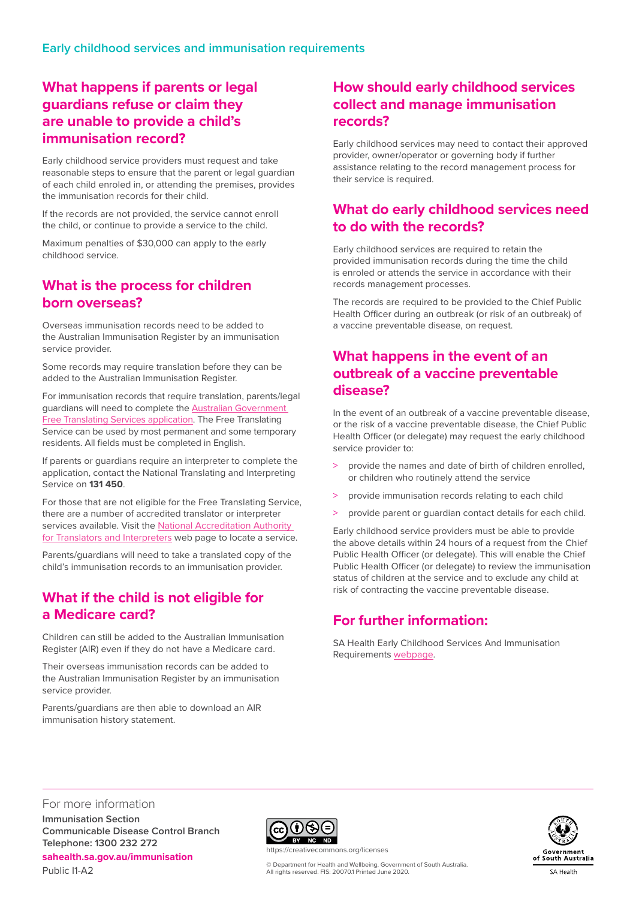## What happens if parents or legal guardians refuse or claim they are unable to provide a child's immunisation record?

Early childhood service providers must request and take reasonable steps to ensure that the parent or legal guardian of each child enroled in, or attending the premises, provides the immunisation records for their child.

If the records are not provided, the service cannot enroll the child, or continue to provide a service to the child.

Maximum penalties of $30,000 can apply to the early childhood service.

## What is the process for children born overseas?

Overseas immunisation records need to be added to the Australian Immunisation Register by an immunisation service provider.

Some records may require translation before they can be added to the Australian Immunisation Register.

For immunisation records that require translation, parents/legal guardians will need to complete the Australian Government Free Translating Services application. The Free Translating Service can be used by most permanent and some temporary residents. All fields must be completed in English.

If parents or guardians require an interpreter to complete the application, contact the National Translating and Interpreting Service on **131 450**.

For those that are not eligible for the Free Translating Service, there are a number of accredited translator or interpreter services available. Visit the National Accreditation Authority for Translators and Interpreters web page to locate a service.

Parents/guardians will need to take a translated copy of the child's immunisation records to an immunisation provider.

## What if the child is not eligible for a Medicare card?

Children can still be added to the Australian Immunisation Register (AIR) even if they do not have a Medicare card.

Their overseas immunisation records can be added to the Australian Immunisation Register by an immunisation service provider.

Parents/guardians are then able to download an AIR immunisation history statement.

## How should early childhood services collect and manage immunisation records?

Early childhood services may need to contact their approved provider, owner/operator or governing body if further assistance relating to the record management process for their service is required.

## What do early childhood services need to do with the records?

Early childhood services are required to retain the provided immunisation records during the time the child is enroled or attends the service in accordance with their records management processes.

The records are required to be provided to the Chief Public Health Officer during an outbreak (or risk of an outbreak) of a vaccine preventable disease, on request.

## What happens in the event of an outbreak of a vaccine preventable disease?

In the event of an outbreak of a vaccine preventable disease, or the risk of a vaccine preventable disease, the Chief Public Health Officer (or delegate) may request the early childhood service provider to:

- provide the names and date of birth of children enrolled, or children who routinely attend the service
- provide immunisation records relating to each child
- provide parent or guardian contact details for each child.

Early childhood service providers must be able to provide the above details within 24 hours of a request from the Chief Public Health Officer (or delegate). This will enable the Chief Public Health Officer (or delegate) to review the immunisation status of children at the service and to exclude any child at risk of contracting the vaccine preventable disease.

## For further information:

SA Health Early Childhood Services And Immunisation Requirements webpage.

For more information

**Immunisation Section**
**Communicable Disease Control Branch**
**Telephone: 1300 232 272**

**sahealth.sa.gov.au/immunisation**

Public I1-A2

https://creativecommons.org/licenses

© Department for Health and Wellbeing, Government of South Australia. All rights reserved. FIS: 20070.1 Printed June 2020.

Government of South Australia
SA Health